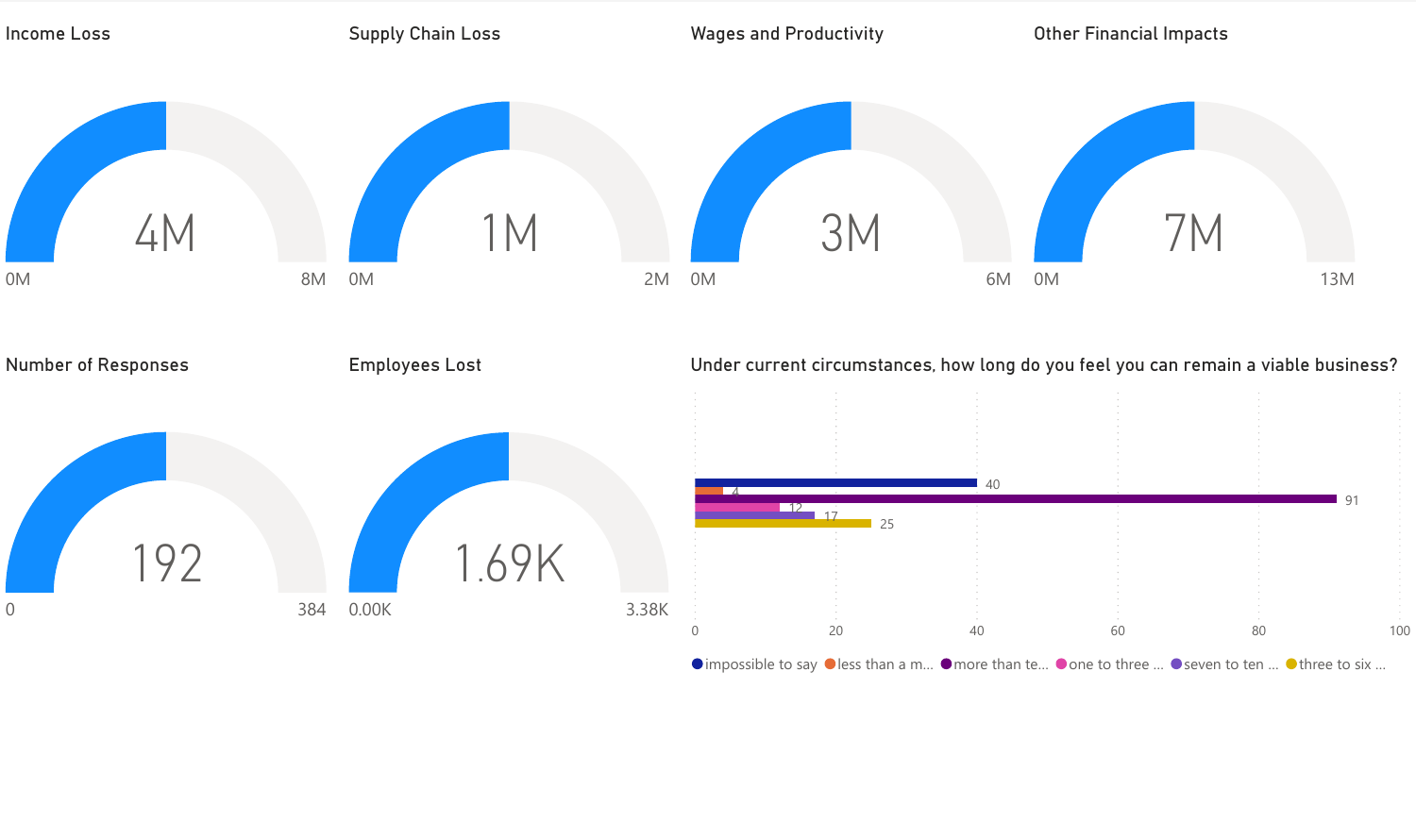## Income Loss

4M

0M — 8M

## Supply Chain Loss

1M

0M — 2M

## Wages and Productivity

3M

0M — 6M

## Other Financial Impacts

7M

0M — 13M

## Number of Responses

192

0 — 384

## Employees Lost

1.69K

0.00K — 3.38K

## Under current circumstances, how long do you feel you can remain a viable business?

| Response | Count |
|---|---|
| impossible to say | 40 |
| less than a m... | 4 |
| more than te... | 91 |
| one to three ... | 12 |
| seven to ten ... | 17 |
| three to six ... | 25 |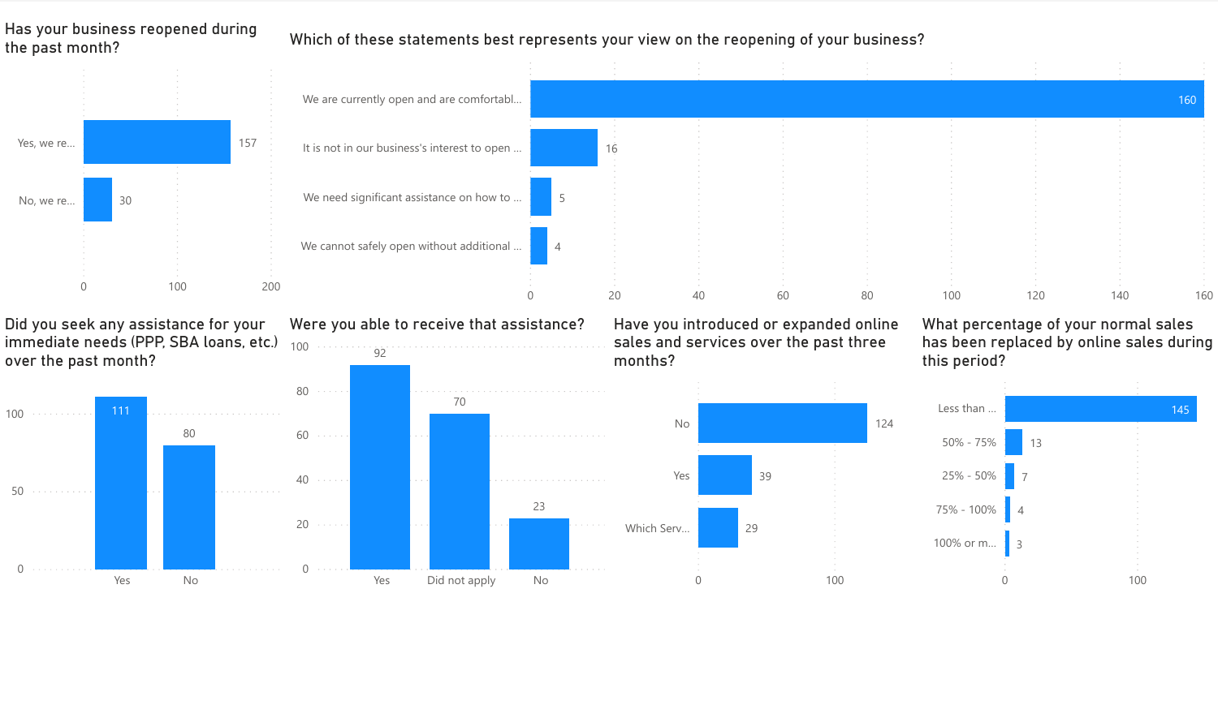Has your business reopened during the past month?

Yes, we re... 157

No, we re... 30

0 100 200

Which of these statements best represents your view on the reopening of your business?

We are currently open and are comfortabl... 160

It is not in our business's interest to open ... 16

We need significant assistance on how to ... 5

We cannot safely open without additional ... 4

0 20 40 60 80 100 120 140 160

Did you seek any assistance for your immediate needs (PPP, SBA loans, etc.) over the past month?

Yes 111

No 80

0 50 100

Were you able to receive that assistance?

Yes 92

Did not apply 70

No 23

0 20 40 60 80 100

Have you introduced or expanded online sales and services over the past three months?

No 124

Yes 39

Which Serv... 29

0 100

What percentage of your normal sales has been replaced by online sales during this period?

Less than ... 145

50% - 75% 13

25% - 50% 7

75% - 100% 4

100% or m... 3

0 100